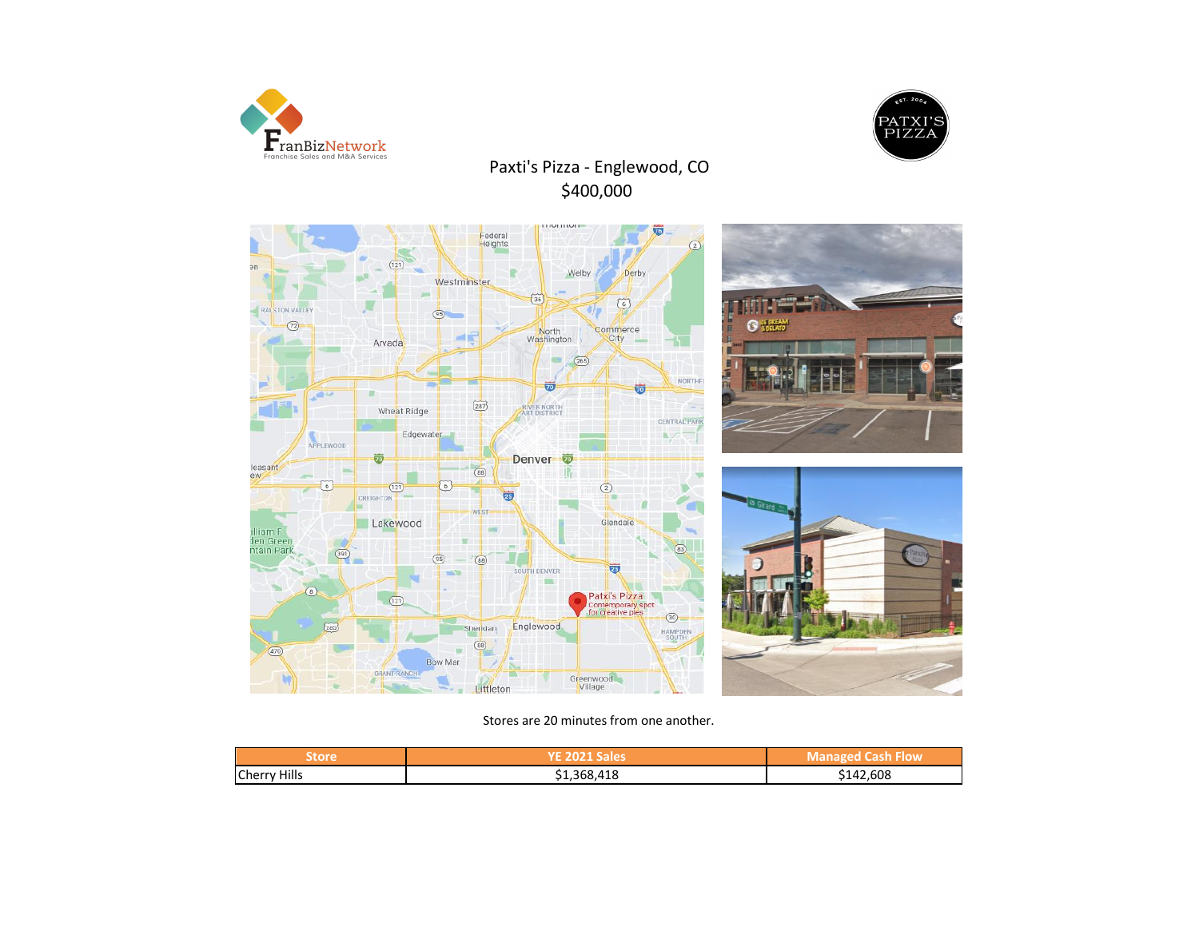# Paxti's Pizza - Englewood, CO

## $400,000

Stores are 20 minutes from one another.

| Store | YE 2021 Sales | Managed Cash Flow |
| --- | --- | --- |
| Cherry Hills | $1,368,418 | $142,608 |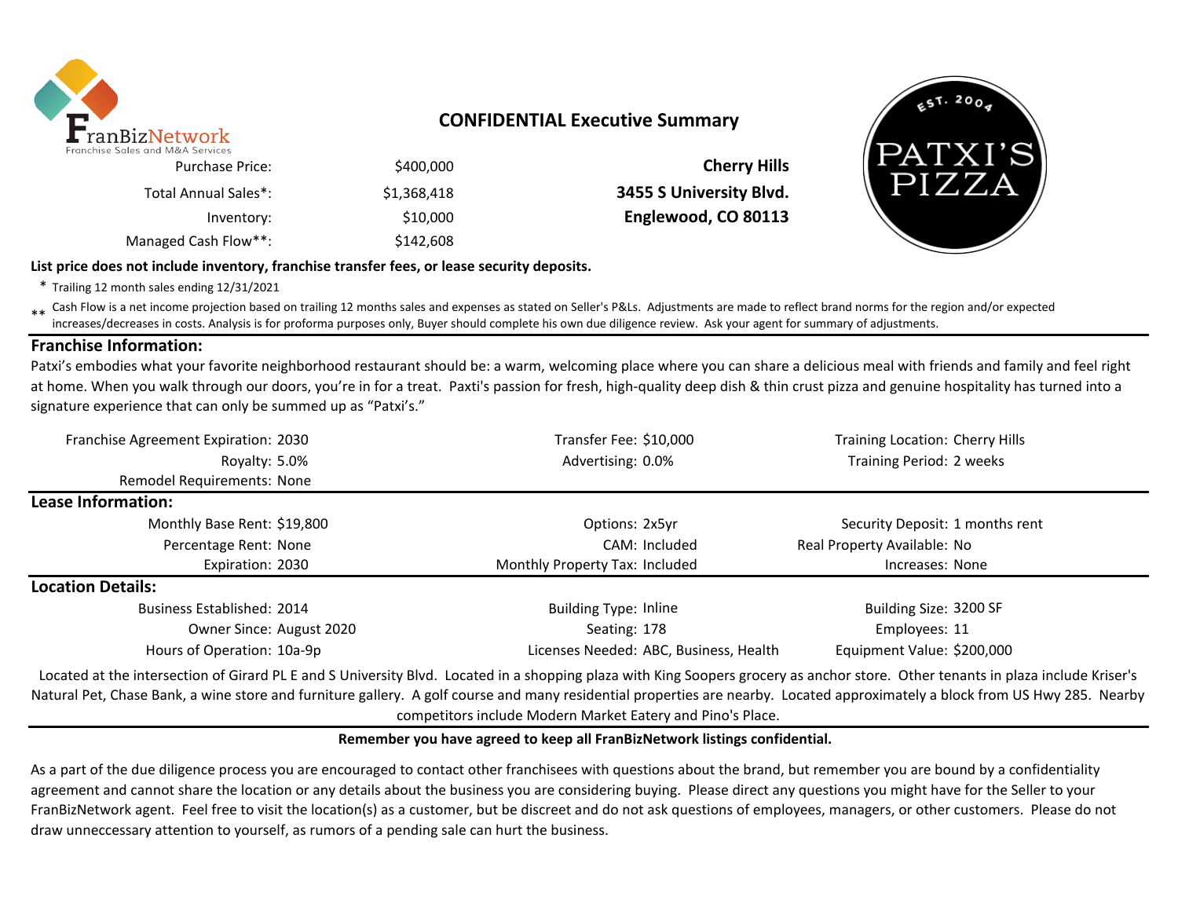## CONFIDENTIAL Executive Summary

| | |
|---|---|
| Purchase Price: | $400,000 |
| Total Annual Sales*: | $1,368,418 |
| Inventory: | $10,000 |
| Managed Cash Flow**: | $142,608 |

**Cherry Hills**
**3455 S University Blvd.**
**Englewood, CO 80113**

**List price does not include inventory, franchise transfer fees, or lease security deposits.**

\* Trailing 12 month sales ending 12/31/2021

\*\* Cash Flow is a net income projection based on trailing 12 months sales and expenses as stated on Seller's P&Ls. Adjustments are made to reflect brand norms for the region and/or expected increases/decreases in costs. Analysis is for proforma purposes only, Buyer should complete his own due diligence review. Ask your agent for summary of adjustments.

### Franchise Information:

Patxi's embodies what your favorite neighborhood restaurant should be: a warm, welcoming place where you can share a delicious meal with friends and family and feel right at home. When you walk through our doors, you're in for a treat. Paxti's passion for fresh, high-quality deep dish & thin crust pizza and genuine hospitality has turned into a signature experience that can only be summed up as "Patxi's."

| | | |
|---|---|---|
| Franchise Agreement Expiration: 2030 | Transfer Fee: $10,000 | Training Location: Cherry Hills |
| Royalty: 5.0% | Advertising: 0.0% | Training Period: 2 weeks |
| Remodel Requirements: None | | |

### Lease Information:

| | | |
|---|---|---|
| Monthly Base Rent: $19,800 | Options: 2x5yr | Security Deposit: 1 months rent |
| Percentage Rent: None | CAM: Included | Real Property Available: No |
| Expiration: 2030 | Monthly Property Tax: Included | Increases: None |

### Location Details:

| | | |
|---|---|---|
| Business Established: 2014 | Building Type: Inline | Building Size: 3200 SF |
| Owner Since: August 2020 | Seating: 178 | Employees: 11 |
| Hours of Operation: 10a-9p | Licenses Needed: ABC, Business, Health | Equipment Value: $200,000 |

Located at the intersection of Girard PL E and S University Blvd. Located in a shopping plaza with King Soopers grocery as anchor store. Other tenants in plaza include Kriser's Natural Pet, Chase Bank, a wine store and furniture gallery. A golf course and many residential properties are nearby. Located approximately a block from US Hwy 285. Nearby competitors include Modern Market Eatery and Pino's Place.

**Remember you have agreed to keep all FranBizNetwork listings confidential.**

As a part of the due diligence process you are encouraged to contact other franchisees with questions about the brand, but remember you are bound by a confidentiality agreement and cannot share the location or any details about the business you are considering buying. Please direct any questions you might have for the Seller to your FranBizNetwork agent. Feel free to visit the location(s) as a customer, but be discreet and do not ask questions of employees, managers, or other customers. Please do not draw unneccessary attention to yourself, as rumors of a pending sale can hurt the business.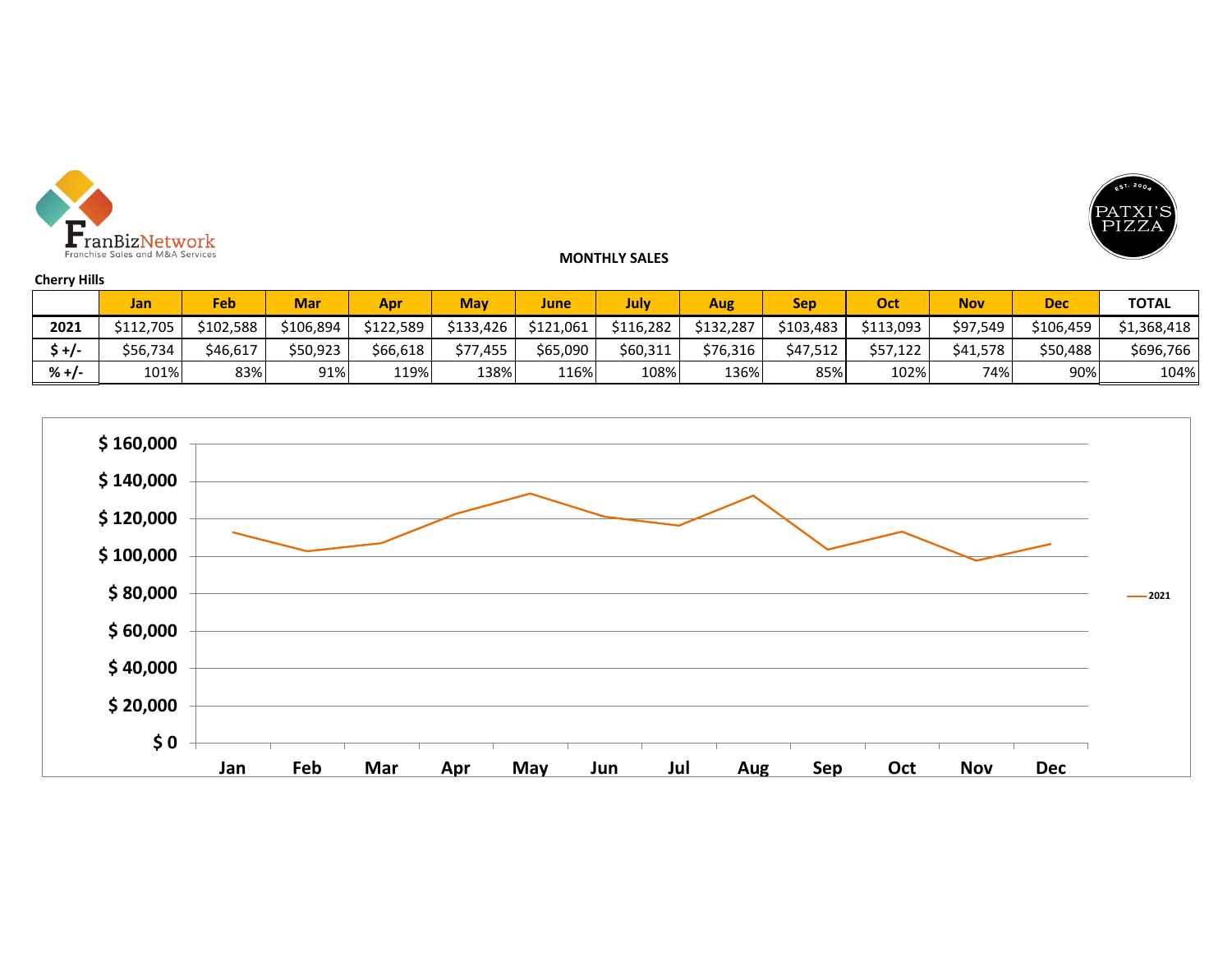FranBizNetwork
Franchise Sales and M&A Services

PATXI'S PIZZA
EST. 2004

**MONTHLY SALES**

**Cherry Hills**

| | Jan | Feb | Mar | Apr | May | June | July | Aug | Sep | Oct | Nov | Dec | TOTAL |
|---|---|---|---|---|---|---|---|---|---|---|---|---|---|
| **2021** | $112,705 | $102,588 | $106,894 | $122,589 | $133,426 | $121,061 | $116,282 | $132,287 | $103,483 | $113,093 | $97,549 | $106,459 | $1,368,418 |
| **$ +/-** | $56,734 | $46,617 | $50,923 | $66,618 | $77,455 | $65,090 | $60,311 | $76,316 | $47,512 | $57,122 | $41,578 | $50,488 | $696,766 |
| **% +/-** | 101% | 83% | 91% | 119% | 138% | 116% | 108% | 136% | 85% | 102% | 74% | 90% | 104% |

$ 160,000
$ 140,000
$ 120,000
$ 100,000
$ 80,000
$ 60,000
$ 40,000
$ 20,000
$ 0

Jan Feb Mar Apr May Jun Jul Aug Sep Oct Nov Dec

2021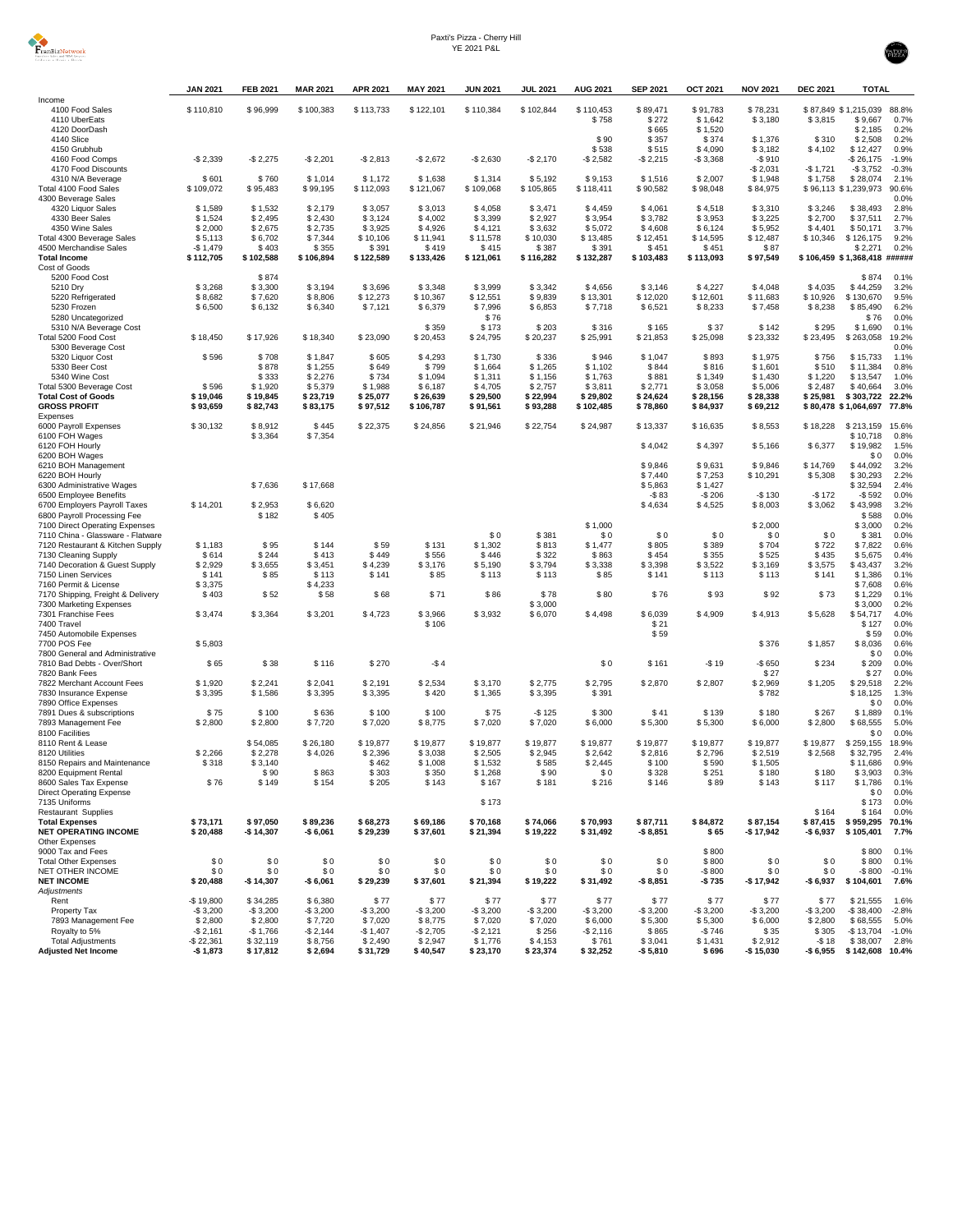Paxti's Pizza - Cherry Hill
YE 2021 P&L

| | JAN 2021 | FEB 2021 | MAR 2021 | APR 2021 | MAY 2021 | JUN 2021 | JUL 2021 | AUG 2021 | SEP 2021 | OCT 2021 | NOV 2021 | DEC 2021 | TOTAL | |
|---|---|---|---|---|---|---|---|---|---|---|---|---|---|---|
| Income | | | | | | | | | | | | | | |
| 4100 Food Sales | $ 110,810 | $ 96,999 | $ 100,383 | $ 113,733 | $ 122,101 | $ 110,384 | $ 102,844 | $ 110,453 | $ 89,471 | $ 91,783 | $ 78,231 | $ 87,849 | $ 1,215,039 | 88.8% |
| 4110 UberEats | | | | | | | | $ 758 | $ 272 | $ 1,642 | $ 3,180 | $ 3,815 | $ 9,667 | 0.7% |
| 4120 DoorDash | | | | | | | | | $ 665 | $ 1,520 | | | $ 2,185 | 0.2% |
| 4140 Slice | | | | | | | | $ 90 | $ 357 | $ 374 | $ 1,376 | $ 310 | $ 2,508 | 0.2% |
| 4150 Grubhub | | | | | | | | $ 538 | $ 515 | $ 4,090 | $ 3,182 | $ 4,102 | $ 12,427 | 0.9% |
| 4160 Food Comps | -$ 2,339 | -$ 2,275 | -$ 2,201 | -$ 2,813 | -$ 2,672 | -$ 2,630 | -$ 2,170 | -$ 2,582 | -$ 2,215 | -$ 3,368 | -$ 910 | | -$ 26,175 | -1.9% |
| 4170 Food Discounts | | | | | | | | | | | -$ 2,031 | -$ 1,721 | -$ 3,752 | -0.3% |
| 4310 N/A Beverage | $ 601 | $ 760 | $ 1,014 | $ 1,172 | $ 1,638 | $ 1,314 | $ 5,192 | $ 9,153 | $ 1,516 | $ 2,007 | $ 1,948 | $ 1,758 | $ 28,074 | 2.1% |
| Total 4100 Food Sales | $ 109,072 | $ 95,483 | $ 99,195 | $ 112,093 | $ 121,067 | $ 109,068 | $ 105,865 | $ 118,411 | $ 90,582 | $ 98,048 | $ 84,975 | $ 96,113 | $ 1,239,973 | 90.6% |
| 4300 Beverage Sales | | | | | | | | | | | | | | 0.0% |
| 4320 Liquor Sales | $ 1,589 | $ 1,532 | $ 2,179 | $ 3,057 | $ 3,013 | $ 4,058 | $ 3,471 | $ 4,459 | $ 4,061 | $ 4,518 | $ 3,310 | $ 3,246 | $ 38,493 | 2.8% |
| 4330 Beer Sales | $ 1,524 | $ 2,495 | $ 2,430 | $ 3,124 | $ 4,002 | $ 3,399 | $ 2,927 | $ 3,954 | $ 3,782 | $ 3,953 | $ 3,225 | $ 2,700 | $ 37,511 | 2.7% |
| 4350 Wine Sales | $ 2,000 | $ 2,675 | $ 2,735 | $ 3,925 | $ 4,926 | $ 4,121 | $ 3,632 | $ 5,072 | $ 4,608 | $ 6,124 | $ 5,952 | $ 4,401 | $ 50,171 | 3.7% |
| Total 4300 Beverage Sales | $ 5,113 | $ 6,702 | $ 7,344 | $ 10,106 | $ 11,941 | $ 11,578 | $ 10,030 | $ 13,485 | $ 12,451 | $ 14,595 | $ 12,487 | $ 10,346 | $ 126,175 | 9.2% |
| 4500 Merchandise Sales | -$ 1,479 | $ 403 | $ 355 | $ 391 | $ 419 | $ 415 | $ 387 | $ 391 | $ 451 | $ 451 | $ 87 | | $ 2,271 | 0.2% |
| **Total Income** | **$ 112,705** | **$ 102,588** | **$ 106,894** | **$ 122,589** | **$ 133,426** | **$ 121,061** | **$ 116,282** | **$ 132,287** | **$ 103,483** | **$ 113,093** | **$ 97,549** | **$ 106,459** | **$ 1,368,418** | **######** |
| Cost of Goods | | | | | | | | | | | | | | |
| 5200 Food Cost | | $ 874 | | | | | | | | | | | $ 874 | 0.1% |
| 5210 Dry | $ 3,268 | $ 3,300 | $ 3,194 | $ 3,696 | $ 3,348 | $ 3,999 | $ 3,342 | $ 4,656 | $ 3,146 | $ 4,227 | $ 4,048 | $ 4,035 | $ 44,259 | 3.2% |
| 5220 Refrigerated | $ 8,682 | $ 7,620 | $ 8,806 | $ 12,273 | $ 10,367 | $ 12,551 | $ 9,839 | $ 13,301 | $ 12,020 | $ 12,601 | $ 11,683 | $ 10,926 | $ 130,670 | 9.5% |
| 5230 Frozen | $ 6,500 | $ 6,132 | $ 6,340 | $ 7,121 | $ 6,379 | $ 7,996 | $ 6,853 | $ 7,718 | $ 6,521 | $ 8,233 | $ 7,458 | $ 8,238 | $ 85,490 | 6.2% |
| 5280 Uncategorized | | | | | | $ 76 | | | | | | | $ 76 | 0.0% |
| 5310 N/A Beverage Cost | | | | | $ 359 | $ 173 | $ 203 | $ 316 | $ 165 | $ 37 | $ 142 | $ 295 | $ 1,690 | 0.1% |
| Total 5200 Food Cost | $ 18,450 | $ 17,926 | $ 18,340 | $ 23,090 | $ 20,453 | $ 24,795 | $ 20,237 | $ 25,991 | $ 21,853 | $ 25,098 | $ 23,332 | $ 23,495 | $ 263,058 | 19.2% |
| 5300 Beverage Cost | | | | | | | | | | | | | | 0.0% |
| 5320 Liquor Cost | $ 596 | $ 708 | $ 1,847 | $ 605 | $ 4,293 | $ 1,730 | $ 336 | $ 946 | $ 1,047 | $ 893 | $ 1,975 | $ 756 | $ 15,733 | 1.1% |
| 5330 Beer Cost | | $ 878 | $ 1,255 | $ 649 | $ 799 | $ 1,664 | $ 1,265 | $ 1,102 | $ 844 | $ 816 | $ 1,601 | $ 510 | $ 11,384 | 0.8% |
| 5340 Wine Cost | | $ 333 | $ 2,276 | $ 734 | $ 1,094 | $ 1,311 | $ 1,156 | $ 1,763 | $ 881 | $ 1,349 | $ 1,430 | $ 1,220 | $ 13,547 | 1.0% |
| Total 5300 Beverage Cost | $ 596 | $ 1,920 | $ 5,379 | $ 1,988 | $ 6,187 | $ 4,705 | $ 2,757 | $ 3,811 | $ 2,771 | $ 3,058 | $ 5,006 | $ 2,487 | $ 40,664 | 3.0% |
| **Total Cost of Goods** | **$ 19,046** | **$ 19,845** | **$ 23,719** | **$ 25,077** | **$ 26,639** | **$ 29,500** | **$ 22,994** | **$ 29,802** | **$ 24,624** | **$ 28,156** | **$ 28,338** | **$ 25,981** | **$ 303,722** | **22.2%** |
| **GROSS PROFIT** | **$ 93,659** | **$ 82,743** | **$ 83,175** | **$ 97,512** | **$ 106,787** | **$ 91,561** | **$ 93,288** | **$ 102,485** | **$ 78,860** | **$ 84,937** | **$ 69,212** | **$ 80,478** | **$ 1,064,697** | **77.8%** |
| Expenses | | | | | | | | | | | | | | |
| 6000 Payroll Expenses | $ 30,132 | $ 8,912 | $ 445 | $ 22,375 | $ 24,856 | $ 21,946 | $ 22,754 | $ 24,987 | $ 13,337 | $ 16,635 | $ 8,553 | $ 18,228 | $ 213,159 | 15.6% |
| 6100 FOH Wages | | $ 3,364 | $ 7,354 | | | | | | | | | | $ 10,718 | 0.8% |
| 6120 FOH Hourly | | | | | | | | | $ 4,042 | $ 4,397 | $ 5,166 | $ 6,377 | $ 19,982 | 1.5% |
| 6200 BOH Wages | | | | | | | | | | | | | $ 0 | 0.0% |
| 6210 BOH Management | | | | | | | | | $ 9,846 | $ 9,631 | $ 9,846 | $ 14,769 | $ 44,092 | 3.2% |
| 6220 BOH Hourly | | | | | | | | | $ 7,440 | $ 7,253 | $ 10,291 | $ 5,308 | $ 30,293 | 2.2% |
| 6300 Administrative Wages | | $ 7,636 | $ 17,668 | | | | | | $ 5,863 | $ 1,427 | | | $ 32,594 | 2.4% |
| 6500 Employee Benefits | | | | | | | | | -$ 83 | -$ 206 | -$ 130 | -$ 172 | -$ 592 | 0.0% |
| 6700 Employers Payroll Taxes | $ 14,201 | $ 2,953 | $ 6,620 | | | | | | $ 4,634 | $ 4,525 | $ 8,003 | $ 3,062 | $ 43,998 | 3.2% |
| 6800 Payroll Processing Fee | | $ 182 | $ 405 | | | | | | | | | | $ 588 | 0.0% |
| 7100 Direct Operating Expenses | | | | | | | | $ 1,000 | | | $ 2,000 | | $ 3,000 | 0.2% |
| 7110 China - Glassware - Flatware | | | | | | $ 0 | $ 381 | $ 0 | $ 0 | $ 0 | $ 0 | $ 0 | $ 381 | 0.0% |
| 7120 Restaurant & Kitchen Supply | $ 1,183 | $ 95 | $ 144 | $ 59 | $ 131 | $ 1,302 | $ 813 | $ 1,477 | $ 805 | $ 389 | $ 704 | $ 722 | $ 7,822 | 0.6% |
| 7130 Cleaning Supply | $ 614 | $ 244 | $ 413 | $ 449 | $ 556 | $ 446 | $ 322 | $ 863 | $ 454 | $ 355 | $ 525 | $ 435 | $ 5,675 | 0.4% |
| 7140 Decoration & Guest Supply | $ 2,929 | $ 3,655 | $ 3,451 | $ 4,239 | $ 3,176 | $ 5,190 | $ 3,794 | $ 3,338 | $ 3,398 | $ 3,522 | $ 3,169 | $ 3,575 | $ 43,437 | 3.2% |
| 7150 Linen Services | $ 141 | $ 85 | $ 113 | $ 141 | $ 85 | $ 113 | $ 113 | $ 85 | $ 141 | $ 113 | $ 113 | $ 141 | $ 1,386 | 0.1% |
| 7160 Permit & License | $ 3,375 | | $ 4,233 | | | | | | | | | | $ 7,608 | 0.6% |
| 7170 Shipping, Freight & Delivery | $ 403 | $ 52 | $ 58 | $ 68 | $ 71 | $ 86 | $ 78 | $ 80 | $ 76 | $ 93 | $ 92 | $ 73 | $ 1,229 | 0.1% |
| 7300 Marketing Expenses | | | | | | | $ 3,000 | | | | | | $ 3,000 | 0.2% |
| 7301 Franchise Fees | $ 3,474 | $ 3,364 | $ 3,201 | $ 4,723 | $ 3,966 | $ 3,932 | $ 6,070 | $ 4,498 | $ 6,039 | $ 4,909 | $ 4,913 | $ 5,628 | $ 54,717 | 4.0% |
| 7400 Travel | | | | | $ 106 | | | | $ 21 | | | | $ 127 | 0.0% |
| 7450 Automobile Expenses | | | | | | | | | $ 59 | | | | $ 59 | 0.0% |
| 7700 POS Fee | $ 5,803 | | | | | | | | | | $ 376 | $ 1,857 | $ 8,036 | 0.6% |
| 7800 General and Administrative | | | | | | | | | | | | | $ 0 | 0.0% |
| 7810 Bad Debts - Over/Short | $ 65 | $ 38 | $ 116 | $ 270 | -$ 4 | | | $ 0 | $ 161 | -$ 19 | -$ 650 | $ 234 | $ 209 | 0.0% |
| 7820 Bank Fees | | | | | | | | | | | $ 27 | | $ 27 | 0.0% |
| 7822 Merchant Account Fees | $ 1,920 | $ 2,241 | $ 2,041 | $ 2,191 | $ 2,534 | $ 3,170 | $ 2,775 | $ 2,795 | $ 2,870 | $ 2,807 | $ 2,969 | $ 1,205 | $ 29,518 | 2.2% |
| 7830 Insurance Expense | $ 3,395 | $ 1,586 | $ 3,395 | $ 3,395 | $ 420 | $ 1,365 | $ 3,395 | $ 391 | | | $ 782 | | $ 18,125 | 1.3% |
| 7890 Office Expenses | | | | | | | | | | | | | $ 0 | 0.0% |
| 7891 Dues & subscriptions | $ 75 | $ 100 | $ 636 | $ 100 | $ 100 | $ 75 | -$ 125 | $ 300 | $ 41 | $ 139 | $ 180 | $ 267 | $ 1,889 | 0.1% |
| 7893 Management Fee | $ 2,800 | $ 2,800 | $ 7,720 | $ 7,020 | $ 8,775 | $ 7,020 | $ 7,020 | $ 6,000 | $ 5,300 | $ 5,300 | $ 6,000 | $ 2,800 | $ 68,555 | 5.0% |
| 8100 Facilities | | | | | | | | | | | | | $ 0 | 0.0% |
| 8110 Rent & Lease | | $ 54,085 | $ 26,180 | $ 19,877 | $ 19,877 | $ 19,877 | $ 19,877 | $ 19,877 | $ 19,877 | $ 19,877 | $ 19,877 | $ 19,877 | $ 259,155 | 18.9% |
| 8120 Utilities | $ 2,266 | $ 2,278 | $ 4,026 | $ 2,396 | $ 3,038 | $ 2,505 | $ 2,945 | $ 2,642 | $ 2,816 | $ 2,796 | $ 2,519 | $ 2,568 | $ 32,795 | 2.4% |
| 8150 Repairs and Maintenance | $ 318 | $ 3,140 | | $ 462 | $ 1,008 | $ 1,532 | $ 585 | $ 2,445 | $ 100 | $ 590 | $ 1,505 | | $ 11,686 | 0.9% |
| 8200 Equipment Rental | | $ 90 | $ 863 | $ 303 | $ 350 | $ 1,268 | $ 90 | $ 0 | $ 328 | $ 251 | $ 180 | $ 180 | $ 3,903 | 0.3% |
| 8600 Sales Tax Expense | $ 76 | $ 149 | $ 154 | $ 205 | $ 143 | $ 167 | $ 181 | $ 216 | $ 146 | $ 89 | $ 143 | $ 117 | $ 1,786 | 0.1% |
| Direct Operating Expense | | | | | | | | | | | | | $ 0 | 0.0% |
| 7135 Uniforms | | | | | | $ 173 | | | | | | | $ 173 | 0.0% |
| Restaurant Supplies | | | | | | | | | | | | $ 164 | $ 164 | 0.0% |
| **Total Expenses** | **$ 73,171** | **$ 97,050** | **$ 89,236** | **$ 68,273** | **$ 69,186** | **$ 70,168** | **$ 74,066** | **$ 70,993** | **$ 87,711** | **$ 84,872** | **$ 87,154** | **$ 87,415** | **$ 959,295** | **70.1%** |
| **NET OPERATING INCOME** | **$ 20,488** | **-$ 14,307** | **-$ 6,061** | **$ 29,239** | **$ 37,601** | **$ 21,394** | **$ 19,222** | **$ 31,492** | **-$ 8,851** | **$ 65** | **-$ 17,942** | **-$ 6,937** | **$ 105,401** | **7.7%** |
| Other Expenses | | | | | | | | | | | | | | |
| 9000 Tax and Fees | | | | | | | | | | $ 800 | | | $ 800 | 0.1% |
| Total Other Expenses | $ 0 | $ 0 | $ 0 | $ 0 | $ 0 | $ 0 | $ 0 | $ 0 | $ 0 | $ 800 | $ 0 | $ 0 | $ 800 | 0.1% |
| NET OTHER INCOME | $ 0 | $ 0 | $ 0 | $ 0 | $ 0 | $ 0 | $ 0 | $ 0 | $ 0 | -$ 800 | $ 0 | $ 0 | -$ 800 | -0.1% |
| **NET INCOME** | **$ 20,488** | **-$ 14,307** | **-$ 6,061** | **$ 29,239** | **$ 37,601** | **$ 21,394** | **$ 19,222** | **$ 31,492** | **-$ 8,851** | **-$ 735** | **-$ 17,942** | **-$ 6,937** | **$ 104,601** | **7.6%** |
| *Adjustments* | | | | | | | | | | | | | | |
| Rent | -$ 19,800 | $ 34,285 | $ 6,380 | $ 77 | $ 77 | $ 77 | $ 77 | $ 77 | $ 77 | $ 77 | $ 77 | $ 77 | $ 21,555 | 1.6% |
| Property Tax | -$ 3,200 | -$ 3,200 | -$ 3,200 | -$ 3,200 | -$ 3,200 | -$ 3,200 | -$ 3,200 | -$ 3,200 | -$ 3,200 | -$ 3,200 | -$ 3,200 | -$ 3,200 | -$ 38,400 | -2.8% |
| 7893 Management Fee | $ 2,800 | $ 2,800 | $ 7,720 | $ 7,020 | $ 8,775 | $ 7,020 | $ 7,020 | $ 6,000 | $ 5,300 | $ 5,300 | $ 6,000 | $ 2,800 | $ 68,555 | 5.0% |
| Royalty to 5% | -$ 2,161 | -$ 1,766 | -$ 2,144 | -$ 1,407 | -$ 2,705 | -$ 2,121 | $ 256 | -$ 2,116 | $ 865 | -$ 746 | $ 35 | $ 305 | -$ 13,704 | -1.0% |
| Total Adjustments | -$ 22,361 | $ 32,119 | $ 8,756 | $ 2,490 | $ 2,947 | $ 1,776 | $ 4,153 | $ 761 | $ 3,041 | $ 1,431 | $ 2,912 | -$ 18 | $ 38,007 | 2.8% |
| **Adjusted Net Income** | **-$ 1,873** | **$ 17,812** | **$ 2,694** | **$ 31,729** | **$ 40,547** | **$ 23,170** | **$ 23,374** | **$ 32,252** | **-$ 5,810** | **$ 696** | **-$ 15,030** | **-$ 6,955** | **$ 142,608** | **10.4%** |